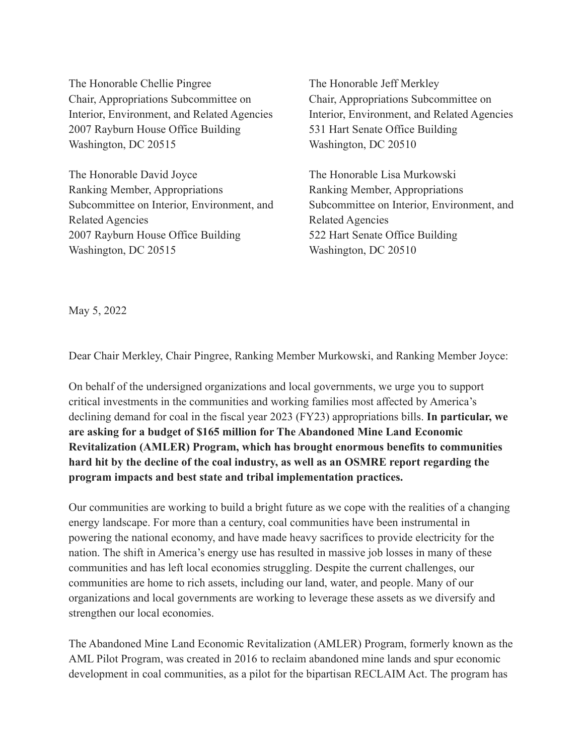The Honorable Chellie Pingree
Chair, Appropriations Subcommittee on Interior, Environment, and Related Agencies
2007 Rayburn House Office Building
Washington, DC 20515

The Honorable David Joyce
Ranking Member, Appropriations Subcommittee on Interior, Environment, and Related Agencies
2007 Rayburn House Office Building
Washington, DC 20515

The Honorable Jeff Merkley
Chair, Appropriations Subcommittee on Interior, Environment, and Related Agencies
531 Hart Senate Office Building
Washington, DC 20510

The Honorable Lisa Murkowski
Ranking Member, Appropriations Subcommittee on Interior, Environment, and Related Agencies
522 Hart Senate Office Building
Washington, DC 20510

May 5, 2022

Dear Chair Merkley, Chair Pingree, Ranking Member Murkowski, and Ranking Member Joyce:

On behalf of the undersigned organizations and local governments, we urge you to support critical investments in the communities and working families most affected by America's declining demand for coal in the fiscal year 2023 (FY23) appropriations bills. **In particular, we are asking for a budget of $165 million for The Abandoned Mine Land Economic Revitalization (AMLER) Program, which has brought enormous benefits to communities hard hit by the decline of the coal industry, as well as an OSMRE report regarding the program impacts and best state and tribal implementation practices.**

Our communities are working to build a bright future as we cope with the realities of a changing energy landscape. For more than a century, coal communities have been instrumental in powering the national economy, and have made heavy sacrifices to provide electricity for the nation. The shift in America's energy use has resulted in massive job losses in many of these communities and has left local economies struggling. Despite the current challenges, our communities are home to rich assets, including our land, water, and people. Many of our organizations and local governments are working to leverage these assets as we diversify and strengthen our local economies.

The Abandoned Mine Land Economic Revitalization (AMLER) Program, formerly known as the AML Pilot Program, was created in 2016 to reclaim abandoned mine lands and spur economic development in coal communities, as a pilot for the bipartisan RECLAIM Act. The program has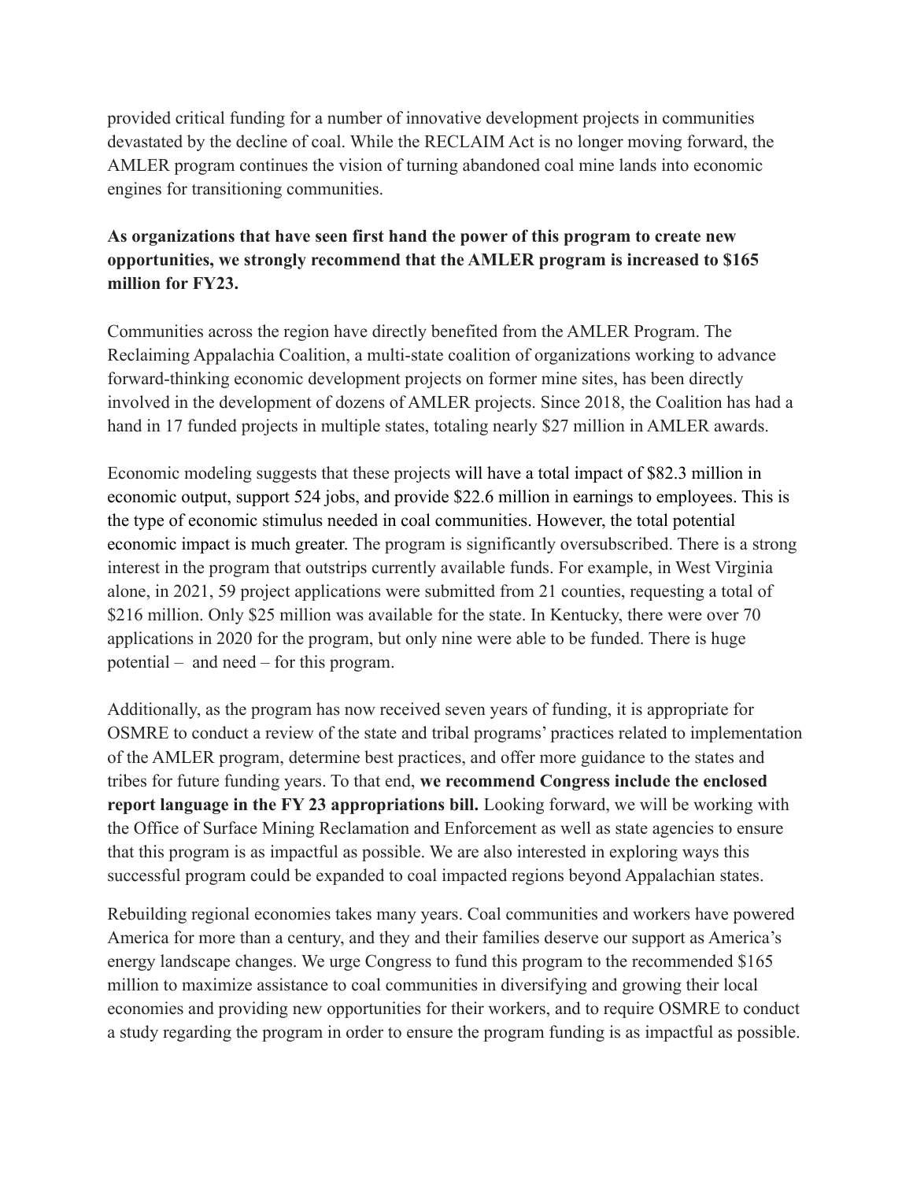provided critical funding for a number of innovative development projects in communities devastated by the decline of coal. While the RECLAIM Act is no longer moving forward, the AMLER program continues the vision of turning abandoned coal mine lands into economic engines for transitioning communities.

**As organizations that have seen first hand the power of this program to create new opportunities, we strongly recommend that the AMLER program is increased to $165 million for FY23.**

Communities across the region have directly benefited from the AMLER Program. The Reclaiming Appalachia Coalition, a multi-state coalition of organizations working to advance forward-thinking economic development projects on former mine sites, has been directly involved in the development of dozens of AMLER projects. Since 2018, the Coalition has had a hand in 17 funded projects in multiple states, totaling nearly $27 million in AMLER awards.

Economic modeling suggests that these projects will have a total impact of $82.3 million in economic output, support 524 jobs, and provide $22.6 million in earnings to employees. This is the type of economic stimulus needed in coal communities. However, the total potential economic impact is much greater. The program is significantly oversubscribed. There is a strong interest in the program that outstrips currently available funds. For example, in West Virginia alone, in 2021, 59 project applications were submitted from 21 counties, requesting a total of $216 million. Only $25 million was available for the state. In Kentucky, there were over 70 applications in 2020 for the program, but only nine were able to be funded. There is huge potential – and need – for this program.

Additionally, as the program has now received seven years of funding, it is appropriate for OSMRE to conduct a review of the state and tribal programs' practices related to implementation of the AMLER program, determine best practices, and offer more guidance to the states and tribes for future funding years. To that end, **we recommend Congress include the enclosed report language in the FY 23 appropriations bill.** Looking forward, we will be working with the Office of Surface Mining Reclamation and Enforcement as well as state agencies to ensure that this program is as impactful as possible. We are also interested in exploring ways this successful program could be expanded to coal impacted regions beyond Appalachian states.

Rebuilding regional economies takes many years. Coal communities and workers have powered America for more than a century, and they and their families deserve our support as America's energy landscape changes. We urge Congress to fund this program to the recommended $165 million to maximize assistance to coal communities in diversifying and growing their local economies and providing new opportunities for their workers, and to require OSMRE to conduct a study regarding the program in order to ensure the program funding is as impactful as possible.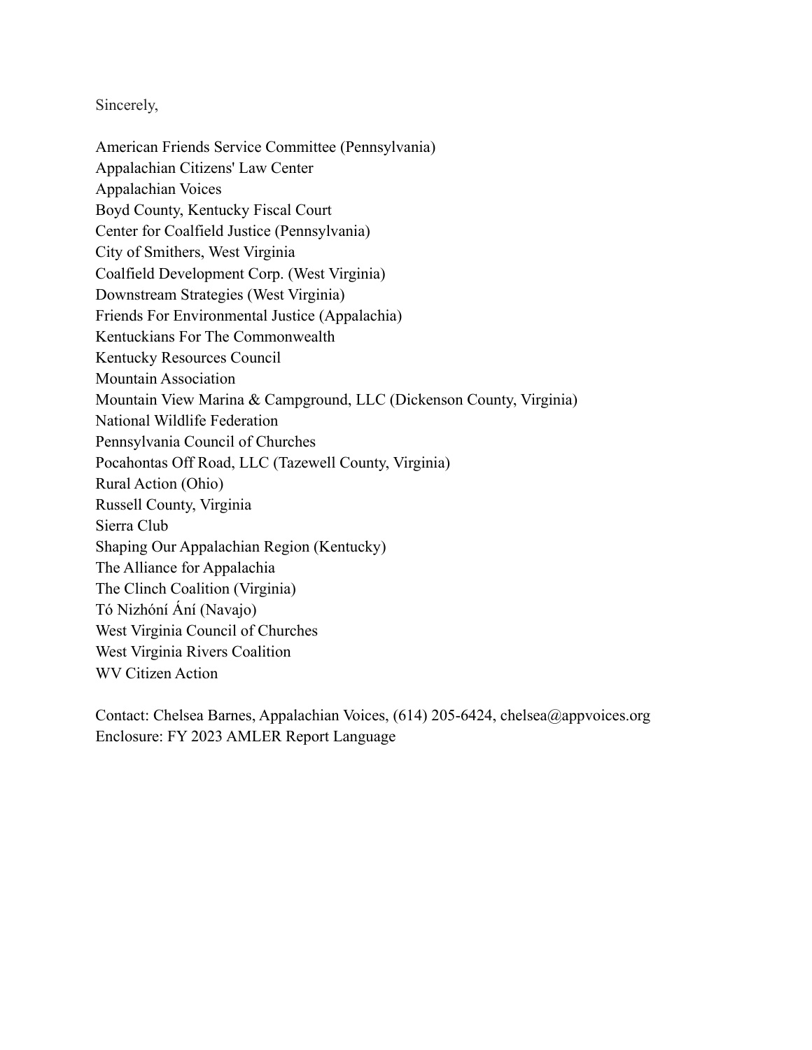Sincerely,

American Friends Service Committee (Pennsylvania)
Appalachian Citizens' Law Center
Appalachian Voices
Boyd County, Kentucky Fiscal Court
Center for Coalfield Justice (Pennsylvania)
City of Smithers, West Virginia
Coalfield Development Corp. (West Virginia)
Downstream Strategies (West Virginia)
Friends For Environmental Justice (Appalachia)
Kentuckians For The Commonwealth
Kentucky Resources Council
Mountain Association
Mountain View Marina & Campground, LLC (Dickenson County, Virginia)
National Wildlife Federation
Pennsylvania Council of Churches
Pocahontas Off Road, LLC (Tazewell County, Virginia)
Rural Action (Ohio)
Russell County, Virginia
Sierra Club
Shaping Our Appalachian Region (Kentucky)
The Alliance for Appalachia
The Clinch Coalition (Virginia)
Tó Nizhóní Ání (Navajo)
West Virginia Council of Churches
West Virginia Rivers Coalition
WV Citizen Action

Contact: Chelsea Barnes, Appalachian Voices, (614) 205-6424, chelsea@appvoices.org
Enclosure: FY 2023 AMLER Report Language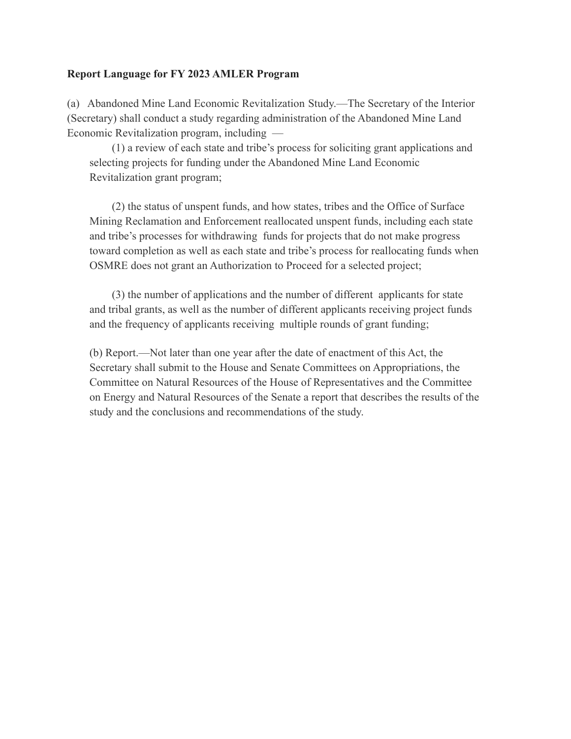**Report Language for FY 2023 AMLER Program**

(a) Abandoned Mine Land Economic Revitalization Study.—The Secretary of the Interior (Secretary) shall conduct a study regarding administration of the Abandoned Mine Land Economic Revitalization program, including —

(1) a review of each state and tribe's process for soliciting grant applications and selecting projects for funding under the Abandoned Mine Land Economic Revitalization grant program;

(2) the status of unspent funds, and how states, tribes and the Office of Surface Mining Reclamation and Enforcement reallocated unspent funds, including each state and tribe's processes for withdrawing funds for projects that do not make progress toward completion as well as each state and tribe's process for reallocating funds when OSMRE does not grant an Authorization to Proceed for a selected project;

(3) the number of applications and the number of different applicants for state and tribal grants, as well as the number of different applicants receiving project funds and the frequency of applicants receiving multiple rounds of grant funding;

(b) Report.—Not later than one year after the date of enactment of this Act, the Secretary shall submit to the House and Senate Committees on Appropriations, the Committee on Natural Resources of the House of Representatives and the Committee on Energy and Natural Resources of the Senate a report that describes the results of the study and the conclusions and recommendations of the study.